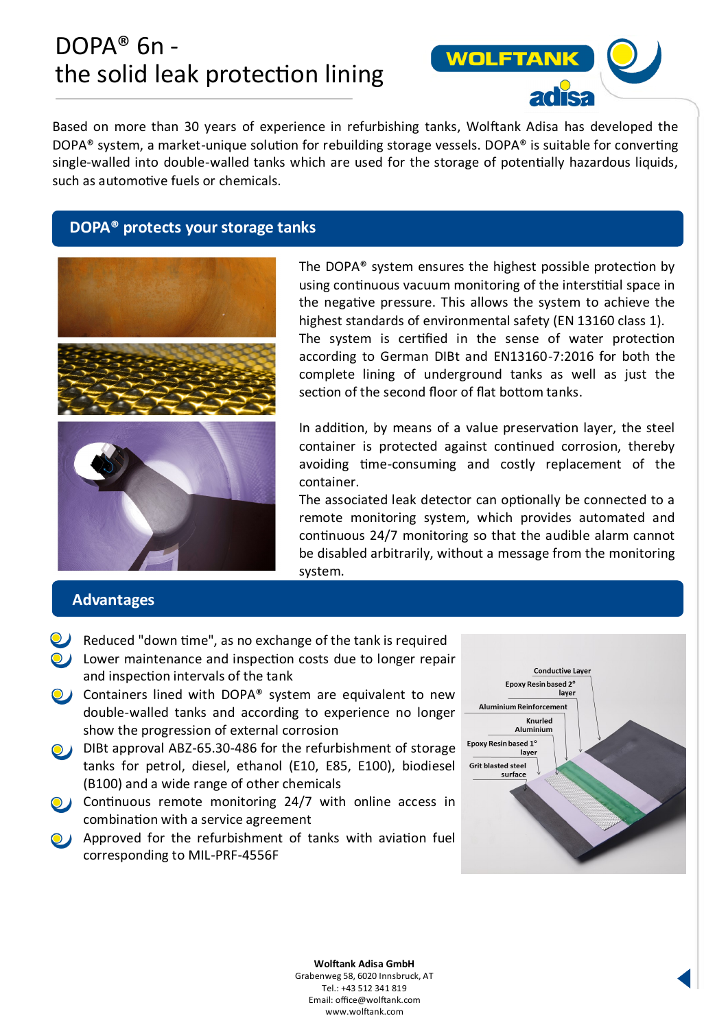# DOPA® 6n - the solid leak protection lining

Based on more than 30 years of experience in refurbishing tanks, Wolftank Adisa has developed the DOPA® system, a market-unique solution for rebuilding storage vessels. DOPA® is suitable for converting single-walled into double-walled tanks which are used for the storage of potentially hazardous liquids, such as automotive fuels or chemicals.

## DOPA® protects your storage tanks

The DOPA® system ensures the highest possible protection by using continuous vacuum monitoring of the interstitial space in the negative pressure. This allows the system to achieve the highest standards of environmental safety (EN 13160 class 1). The system is certified in the sense of water protection according to German DIBt and EN13160-7:2016 for both the complete lining of underground tanks as well as just the section of the second floor of flat bottom tanks.

In addition, by means of a value preservation layer, the steel container is protected against continued corrosion, thereby avoiding time-consuming and costly replacement of the container.

The associated leak detector can optionally be connected to a remote monitoring system, which provides automated and continuous 24/7 monitoring so that the audible alarm cannot be disabled arbitrarily, without a message from the monitoring system.

## Advantages

- Reduced "down time", as no exchange of the tank is required
- Lower maintenance and inspection costs due to longer repair and inspection intervals of the tank
- Containers lined with DOPA® system are equivalent to new double-walled tanks and according to experience no longer show the progression of external corrosion
- DIBt approval ABZ-65.30-486 for the refurbishment of storage tanks for petrol, diesel, ethanol (E10, E85, E100), biodiesel (B100) and a wide range of other chemicals
- Continuous remote monitoring 24/7 with online access in combination with a service agreement
- Approved for the refurbishment of tanks with aviation fuel corresponding to MIL-PRF-4556F

Conductive Layer
Epoxy Resin based 2° layer
Aluminium Reinforcement
Knurled Aluminium
Epoxy Resin based 1° layer
Grit blasted steel surface

**Wolftank Adisa GmbH**
Grabenweg 58, 6020 Innsbruck, AT
Tel.: +43 512 341 819
Email: office@wolftank.com
www.wolftank.com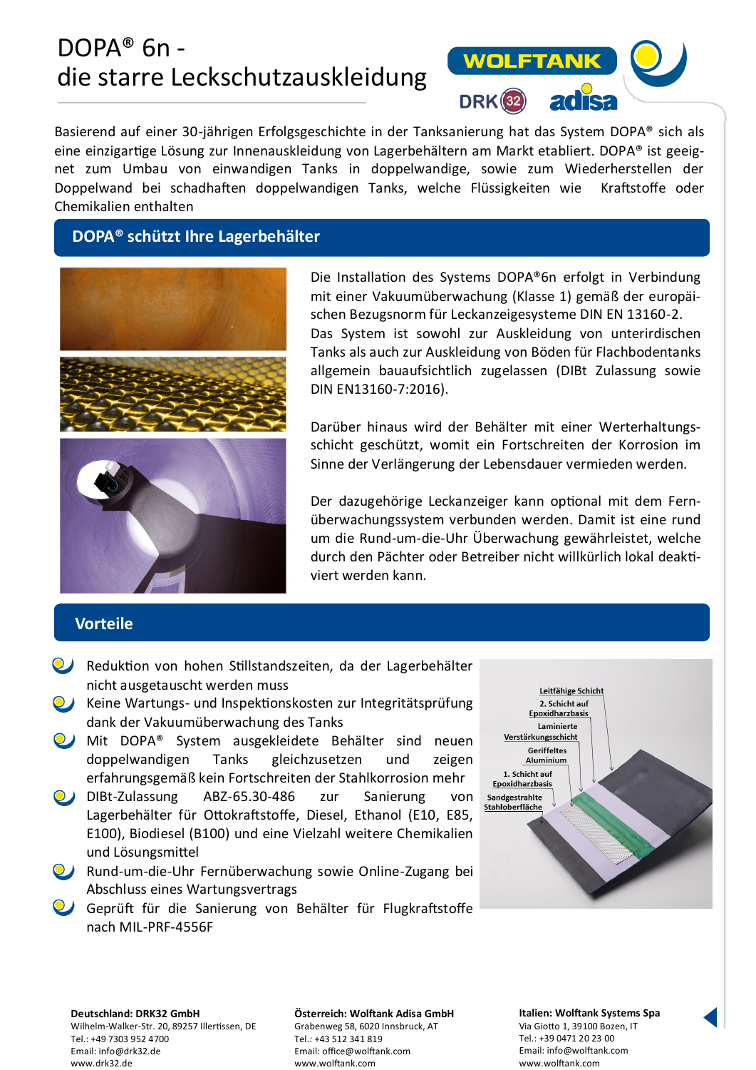# DOPA® 6n - die starre Leckschutzauskleidung

Basierend auf einer 30-jährigen Erfolgsgeschichte in der Tanksanierung hat das System DOPA® sich als eine einzigartige Lösung zur Innenauskleidung von Lagerbehältern am Markt etabliert. DOPA® ist geeignet zum Umbau von einwandigen Tanks in doppelwandige, sowie zum Wiederherstellen der Doppelwand bei schadhaften doppelwandigen Tanks, welche Flüssigkeiten wie Kraftstoffe oder Chemikalien enthalten

## DOPA® schützt Ihre Lagerbehälter

Die Installation des Systems DOPA®6n erfolgt in Verbindung mit einer Vakuumüberwachung (Klasse 1) gemäß der europäischen Bezugsnorm für Leckanzeigesysteme DIN EN 13160-2. Das System ist sowohl zur Auskleidung von unterirdischen Tanks als auch zur Auskleidung von Böden für Flachbodentanks allgemein bauaufsichtlich zugelassen (DIBt Zulassung sowie DIN EN13160-7:2016).

Darüber hinaus wird der Behälter mit einer Werterhaltungsschicht geschützt, womit ein Fortschreiten der Korrosion im Sinne der Verlängerung der Lebensdauer vermieden werden.

Der dazugehörige Leckanzeiger kann optional mit dem Fernüberwachungssystem verbunden werden. Damit ist eine rund um die Rund-um-die-Uhr Überwachung gewährleistet, welche durch den Pächter oder Betreiber nicht willkürlich lokal deaktiviert werden kann.

## Vorteile

- Reduktion von hohen Stillstandszeiten, da der Lagerbehälter nicht ausgetauscht werden muss
- Keine Wartungs- und Inspektionskosten zur Integritätsprüfung dank der Vakuumüberwachung des Tanks
- Mit DOPA® System ausgekleidete Behälter sind neuen doppelwandigen Tanks gleichzusetzen und zeigen erfahrungsgemäß kein Fortschreiten der Stahlkorrosion mehr
- DIBt-Zulassung ABZ-65.30-486 zur Sanierung von Lagerbehälter für Ottokraftstoffe, Diesel, Ethanol (E10, E85, E100), Biodiesel (B100) und eine Vielzahl weitere Chemikalien und Lösungsmittel
- Rund-um-die-Uhr Fernüberwachung sowie Online-Zugang bei Abschluss eines Wartungsvertrags
- Geprüft für die Sanierung von Behälter für Flugkraftstoffe nach MIL-PRF-4556F

Leitfähige Schicht
2. Schicht auf Epoxidharzbasis
Laminierte Verstärkungsschicht
Geriffeltes Aluminium
1. Schicht auf Epoxidharzbasis
Sandgestrahlte Stahloberfläche

**Deutschland: DRK32 GmbH**
Wilhelm-Walker-Str. 20, 89257 Illertissen, DE
Tel.: +49 7303 952 4700
Email: info@drk32.de
www.drk32.de

**Österreich: Wolftank Adisa GmbH**
Grabenweg 58, 6020 Innsbruck, AT
Tel.: +43 512 341 819
Email: office@wolftank.com
www.wolftank.com

**Italien: Wolftank Systems Spa**
Via Giotto 1, 39100 Bozen, IT
Tel.: +39 0471 20 23 00
Email: info@wolftank.com
www.wolftank.com